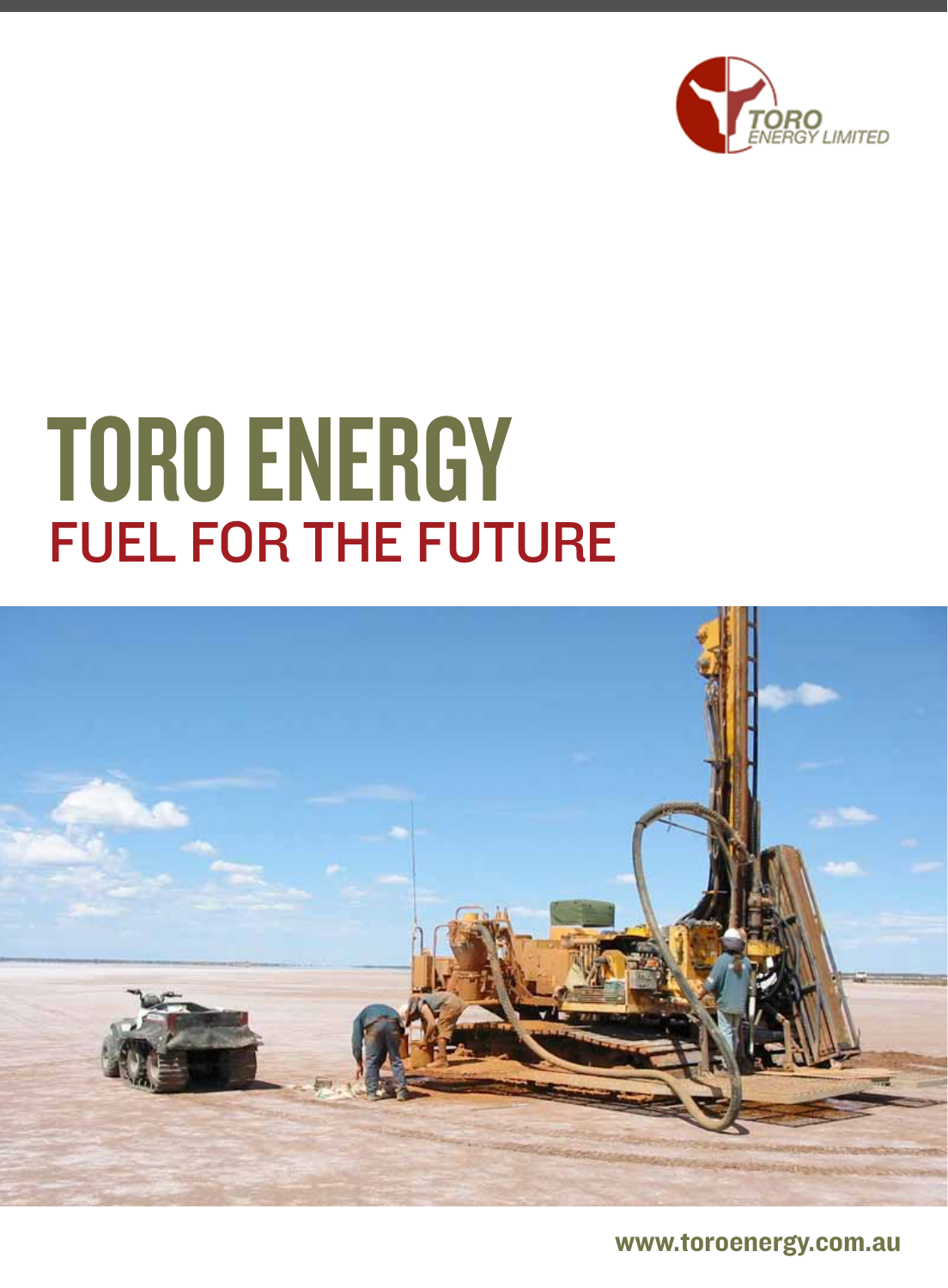TORO ENERGY LIMITED

# TORO ENERGY

## FUEL FOR THE FUTURE

www.toroenergy.com.au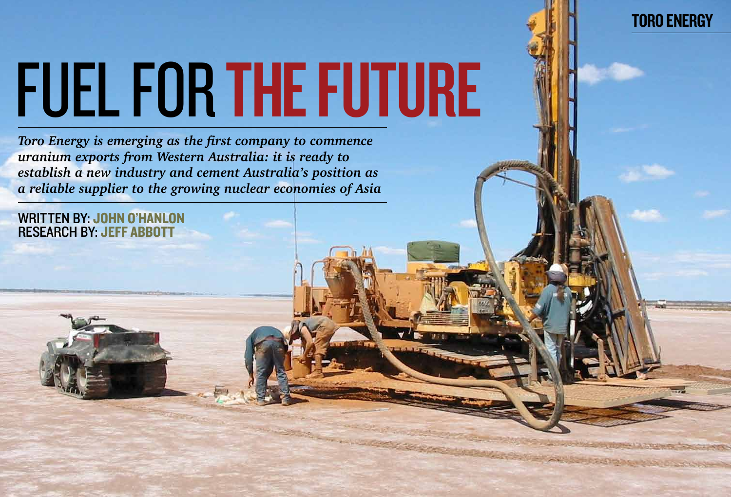# FUEL FOR THE FUTURE

*Toro Energy is emerging as the first company to commence uranium exports from Western Australia: it is ready to establish a new industry and cement Australia's position as a reliable supplier to the growing nuclear economies of Asia*

WRITTEN BY: **JOHN O'HANLON**
RESEARCH BY: **JEFF ABBOTT**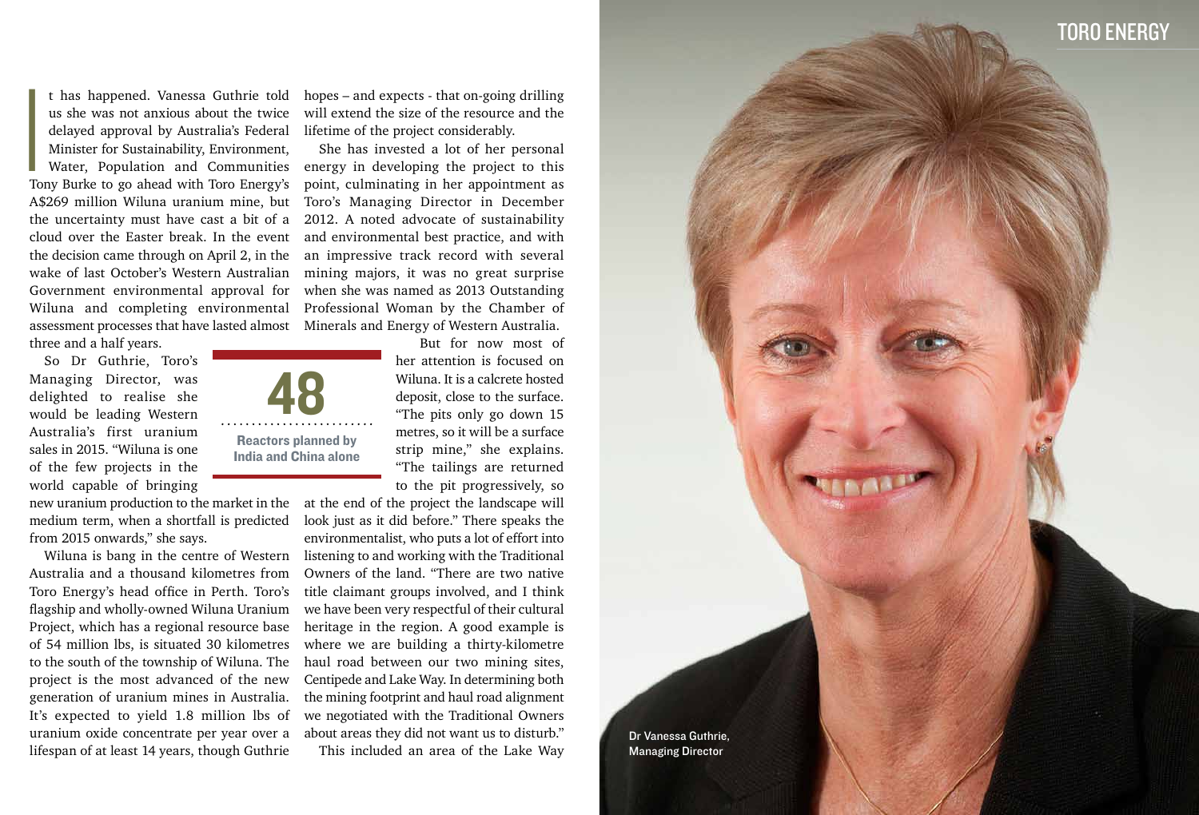It has happened. Vanessa Guthrie told us she was not anxious about the twice delayed approval by Australia's Federal Minister for Sustainability, Environment, Water, Population and Communities Tony Burke to go ahead with Toro Energy's A$269 million Wiluna uranium mine, but the uncertainty must have cast a bit of a cloud over the Easter break. In the event the decision came through on April 2, in the wake of last October's Western Australian Government environmental approval for Wiluna and completing environmental assessment processes that have lasted almost three and a half years.

So Dr Guthrie, Toro's Managing Director, was delighted to realise she would be leading Western Australia's first uranium sales in 2015. "Wiluna is one of the few projects in the world capable of bringing new uranium production to the market in the medium term, when a shortfall is predicted from 2015 onwards," she says.

**48**

**Reactors planned by India and China alone**

Wiluna is bang in the centre of Western Australia and a thousand kilometres from Toro Energy's head office in Perth. Toro's flagship and wholly-owned Wiluna Uranium Project, which has a regional resource base of 54 million lbs, is situated 30 kilometres to the south of the township of Wiluna. The project is the most advanced of the new generation of uranium mines in Australia. It's expected to yield 1.8 million lbs of uranium oxide concentrate per year over a lifespan of at least 14 years, though Guthrie hopes – and expects - that on-going drilling will extend the size of the resource and the lifetime of the project considerably.

She has invested a lot of her personal energy in developing the project to this point, culminating in her appointment as Toro's Managing Director in December 2012. A noted advocate of sustainability and environmental best practice, and with an impressive track record with several mining majors, it was no great surprise when she was named as 2013 Outstanding Professional Woman by the Chamber of Minerals and Energy of Western Australia.

But for now most of her attention is focused on Wiluna. It is a calcrete hosted deposit, close to the surface. "The pits only go down 15 metres, so it will be a surface strip mine," she explains. "The tailings are returned to the pit progressively, so at the end of the project the landscape will look just as it did before." There speaks the environmentalist, who puts a lot of effort into listening to and working with the Traditional Owners of the land. "There are two native title claimant groups involved, and I think we have been very respectful of their cultural heritage in the region. A good example is where we are building a thirty-kilometre haul road between our two mining sites, Centipede and Lake Way. In determining both the mining footprint and haul road alignment we negotiated with the Traditional Owners about areas they did not want us to disturb."

This included an area of the Lake Way

Dr Vanessa Guthrie, Managing Director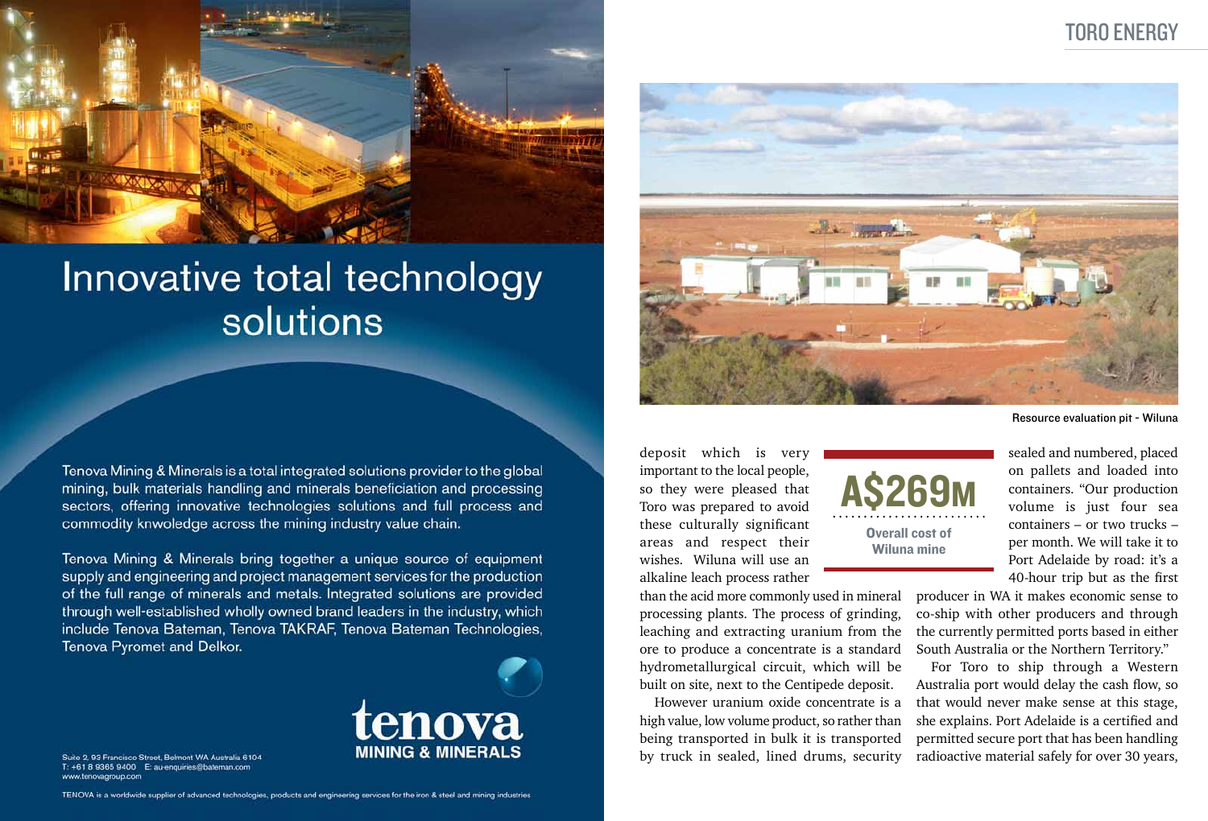# Innovative total technology solutions

Tenova Mining & Minerals is a total integrated solutions provider to the global mining, bulk materials handling and minerals beneficiation and processing sectors, offering innovative technologies solutions and full process and commodity knwoledge across the mining industry value chain.

Tenova Mining & Minerals bring together a unique source of equipment supply and engineering and project management services for the production of the full range of minerals and metals. Integrated solutions are provided through well-established wholly owned brand leaders in the industry, which include Tenova Bateman, Tenova TAKRAF, Tenova Bateman Technologies, Tenova Pyromet and Delkor.

**tenova**
**MINING & MINERALS**

Suite 2, 93 Francisco Street, Belmont WA Australia 6104
T: +61 8 9365 9400 E: au-enquiries@bateman.com
www.tenovagroup.com

TENOVA is a worldwide supplier of advanced technologies, products and engineering services for the iron & steel and mining industries

---

Resource evaluation pit - Wiluna

deposit which is very important to the local people, so they were pleased that Toro was prepared to avoid these culturally significant areas and respect their wishes. Wiluna will use an alkaline leach process rather than the acid more commonly used in mineral processing plants. The process of grinding, leaching and extracting uranium from the ore to produce a concentrate is a standard hydrometallurgical circuit, which will be built on site, next to the Centipede deposit.

However uranium oxide concentrate is a high value, low volume product, so rather than being transported in bulk it is transported by truck in sealed, lined drums, security sealed and numbered, placed on pallets and loaded into containers. "Our production volume is just four sea containers – or two trucks – per month. We will take it to Port Adelaide by road: it's a 40-hour trip but as the first producer in WA it makes economic sense to co-ship with other producers and through the currently permitted ports based in either South Australia or the Northern Territory."

**A$269M**
**Overall cost of Wiluna mine**

For Toro to ship through a Western Australia port would delay the cash flow, so that would never make sense at this stage, she explains. Port Adelaide is a certified and permitted secure port that has been handling radioactive material safely for over 30 years,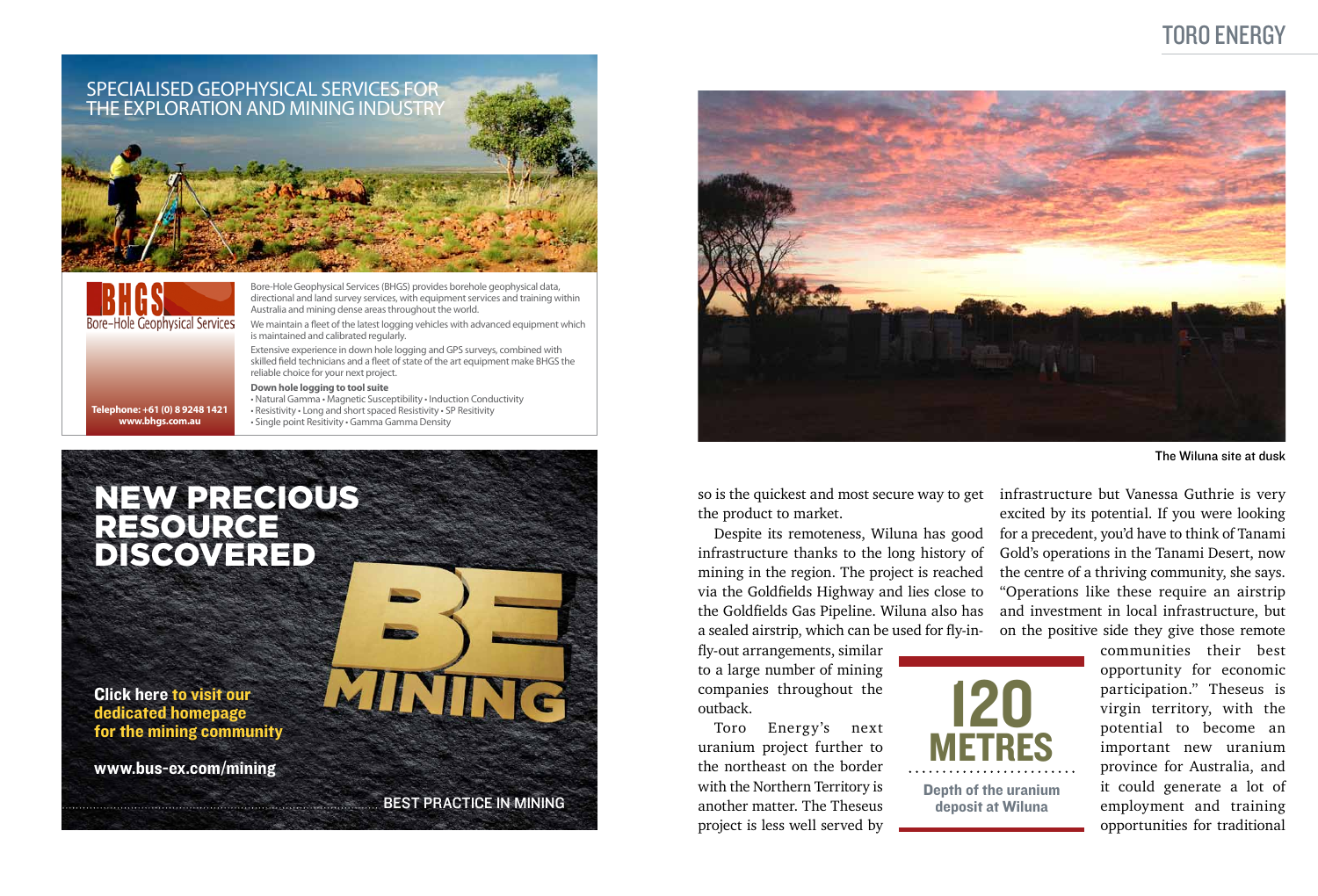## SPECIALISED GEOPHYSICAL SERVICES FOR THE EXPLORATION AND MINING INDUSTRY

**BHGS** Bore-Hole Geophysical Services

Bore-Hole Geophysical Services (BHGS) provides borehole geophysical data, directional and land survey services, with equipment services and training within Australia and mining dense areas throughout the world.

We maintain a fleet of the latest logging vehicles with advanced equipment which is maintained and calibrated regularly.

Extensive experience in down hole logging and GPS surveys, combined with skilled field technicians and a fleet of state of the art equipment make BHGS the reliable choice for your next project.

**Down hole logging to tool suite**

- Natural Gamma • Magnetic Susceptibility • Induction Conductivity
- Resistivity • Long and short spaced Resistivity • SP Resitivity
- Single point Resitivity • Gamma Gamma Density

**Telephone: +61 (0) 8 9248 1421**
**www.bhgs.com.au**

## NEW PRECIOUS RESOURCE DISCOVERED

BE MINING

**Click here to visit our dedicated homepage for the mining community**

**www.bus-ex.com/mining**

BEST PRACTICE IN MINING

The Wiluna site at dusk

so is the quickest and most secure way to get the product to market.

Despite its remoteness, Wiluna has good infrastructure thanks to the long history of mining in the region. The project is reached via the Goldfields Highway and lies close to the Goldfields Gas Pipeline. Wiluna also has a sealed airstrip, which can be used for fly-in-fly-out arrangements, similar to a large number of mining companies throughout the outback.

Toro Energy's next uranium project further to the northeast on the border with the Northern Territory is another matter. The Theseus project is less well served by infrastructure but Vanessa Guthrie is very excited by its potential. If you were looking for a precedent, you'd have to think of Tanami Gold's operations in the Tanami Desert, now the centre of a thriving community, she says. "Operations like these require an airstrip and investment in local infrastructure, but on the positive side they give those remote communities their best opportunity for economic participation." Theseus is virgin territory, with the potential to become an important new uranium province for Australia, and it could generate a lot of employment and training opportunities for traditional

**120 METRES**

Depth of the uranium deposit at Wiluna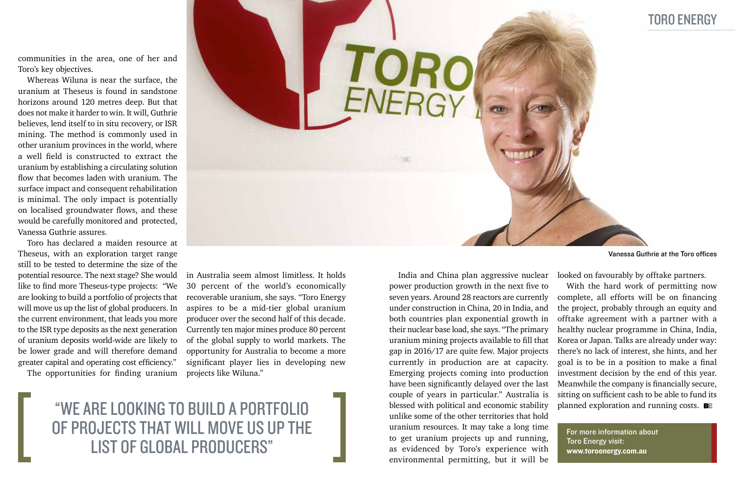communities in the area, one of her and Toro's key objectives.

Whereas Wiluna is near the surface, the uranium at Theseus is found in sandstone horizons around 120 metres deep. But that does not make it harder to win. It will, Guthrie believes, lend itself to in situ recovery, or ISR mining. The method is commonly used in other uranium provinces in the world, where a well field is constructed to extract the uranium by establishing a circulating solution flow that becomes laden with uranium. The surface impact and consequent rehabilitation is minimal. The only impact is potentially on localised groundwater flows, and these would be carefully monitored and protected, Vanessa Guthrie assures.

Toro has declared a maiden resource at Theseus, with an exploration target range still to be tested to determine the size of the potential resource. The next stage? She would like to find more Theseus-type projects: "We are looking to build a portfolio of projects that will move us up the list of global producers. In the current environment, that leads you more to the ISR type deposits as the next generation of uranium deposits world-wide are likely to be lower grade and will therefore demand greater capital and operating cost efficiency."

The opportunities for finding uranium in Australia seem almost limitless. It holds 30 percent of the world's economically recoverable uranium, she says. "Toro Energy aspires to be a mid-tier global uranium producer over the second half of this decade. Currently ten major mines produce 80 percent of the global supply to world markets. The opportunity for Australia to become a more significant player lies in developing new projects like Wiluna."

> "WE ARE LOOKING TO BUILD A PORTFOLIO OF PROJECTS THAT WILL MOVE US UP THE LIST OF GLOBAL PRODUCERS"

Vanessa Guthrie at the Toro offices

India and China plan aggressive nuclear power production growth in the next five to seven years. Around 28 reactors are currently under construction in China, 20 in India, and both countries plan exponential growth in their nuclear base load, she says. "The primary uranium mining projects available to fill that gap in 2016/17 are quite few. Major projects currently in production are at capacity. Emerging projects coming into production have been significantly delayed over the last couple of years in particular." Australia is blessed with political and economic stability unlike some of the other territories that hold uranium resources. It may take a long time to get uranium projects up and running, as evidenced by Toro's experience with environmental permitting, but it will be looked on favourably by offtake partners.

With the hard work of permitting now complete, all efforts will be on financing the project, probably through an equity and offtake agreement with a partner with a healthy nuclear programme in China, India, Korea or Japan. Talks are already under way: there's no lack of interest, she hints, and her goal is to be in a position to make a final investment decision by the end of this year. Meanwhile the company is financially secure, sitting on sufficient cash to be able to fund its planned exploration and running costs.

**For more information about Toro Energy visit: www.toroenergy.com.au**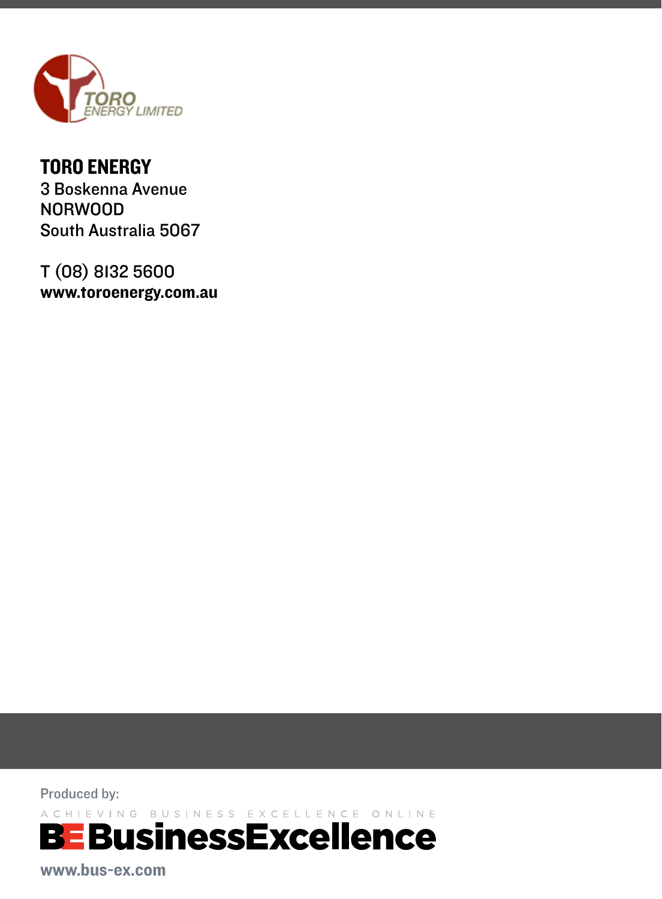TORO ENERGY LIMITED

**TORO ENERGY**
3 Boskenna Avenue
NORWOOD
South Australia 5067

T (08) 8132 5600
**www.toroenergy.com.au**

Produced by:

ACHIEVING BUSINESS EXCELLENCE ONLINE

**BE BusinessExcellence**

**www.bus-ex.com**